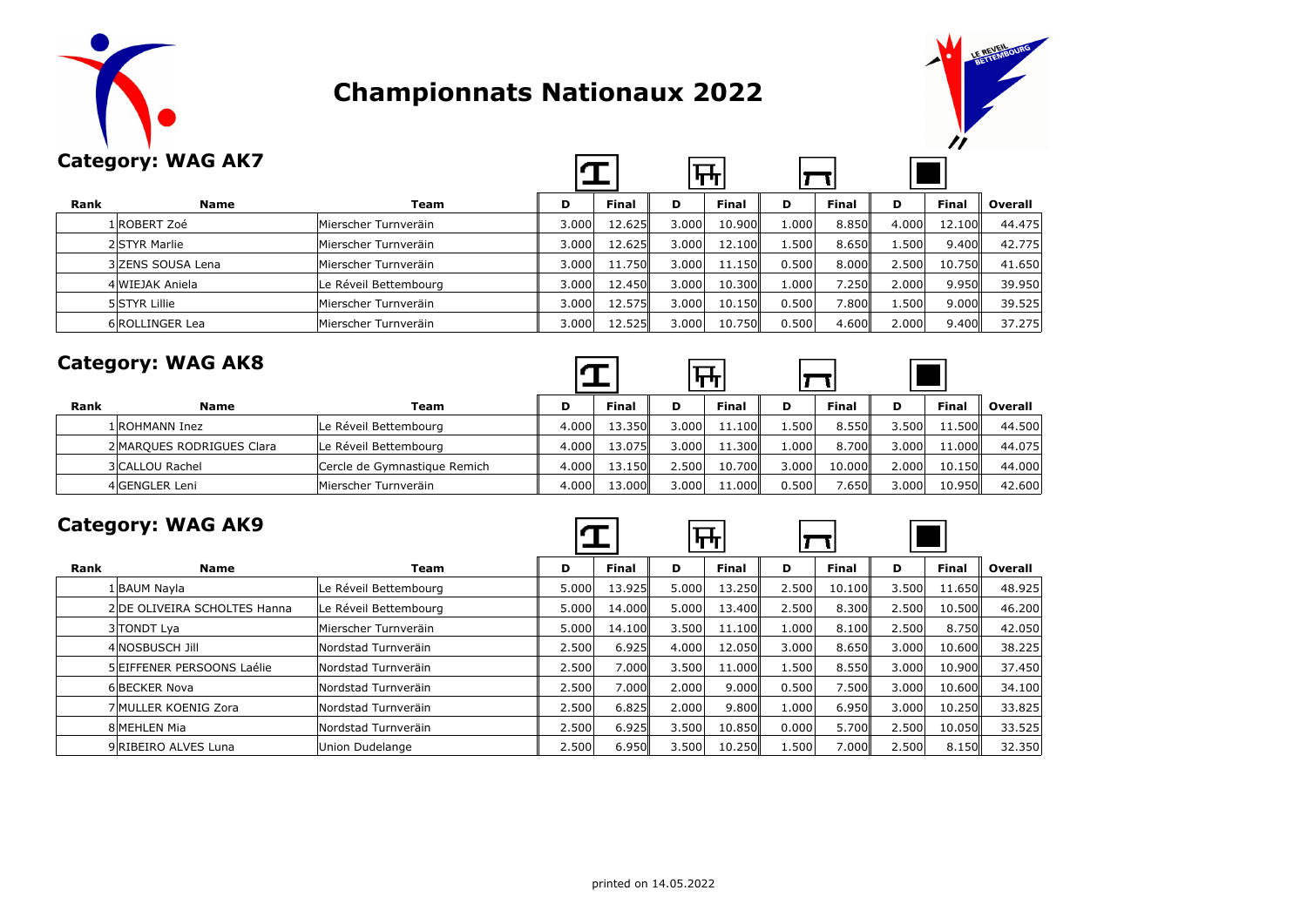# Championnats Nationaux 2022

## Category: WAG AK7

| Rank | Name | Team | D | Final | D | Final | D | Final | D | Final | Overall |
|---|---|---|---|---|---|---|---|---|---|---|---|
| 1 | ROBERT Zoé | Mierscher Turnveräin | 3.000 | 12.625 | 3.000 | 10.900 | 1.000 | 8.850 | 4.000 | 12.100 | 44.475 |
| 2 | STYR Marlie | Mierscher Turnveräin | 3.000 | 12.625 | 3.000 | 12.100 | 1.500 | 8.650 | 1.500 | 9.400 | 42.775 |
| 3 | ZENS SOUSA Lena | Mierscher Turnveräin | 3.000 | 11.750 | 3.000 | 11.150 | 0.500 | 8.000 | 2.500 | 10.750 | 41.650 |
| 4 | WIEJAK Aniela | Le Réveil Bettembourg | 3.000 | 12.450 | 3.000 | 10.300 | 1.000 | 7.250 | 2.000 | 9.950 | 39.950 |
| 5 | STYR Lillie | Mierscher Turnveräin | 3.000 | 12.575 | 3.000 | 10.150 | 0.500 | 7.800 | 1.500 | 9.000 | 39.525 |
| 6 | ROLLINGER Lea | Mierscher Turnveräin | 3.000 | 12.525 | 3.000 | 10.750 | 0.500 | 4.600 | 2.000 | 9.400 | 37.275 |

## Category: WAG AK8

| Rank | Name | Team | D | Final | D | Final | D | Final | D | Final | Overall |
|---|---|---|---|---|---|---|---|---|---|---|---|
| 1 | ROHMANN Inez | Le Réveil Bettembourg | 4.000 | 13.350 | 3.000 | 11.100 | 1.500 | 8.550 | 3.500 | 11.500 | 44.500 |
| 2 | MARQUES RODRIGUES Clara | Le Réveil Bettembourg | 4.000 | 13.075 | 3.000 | 11.300 | 1.000 | 8.700 | 3.000 | 11.000 | 44.075 |
| 3 | CALLOU Rachel | Cercle de Gymnastique Remich | 4.000 | 13.150 | 2.500 | 10.700 | 3.000 | 10.000 | 2.000 | 10.150 | 44.000 |
| 4 | GENGLER Leni | Mierscher Turnveräin | 4.000 | 13.000 | 3.000 | 11.000 | 0.500 | 7.650 | 3.000 | 10.950 | 42.600 |

## Category: WAG AK9

| Rank | Name | Team | D | Final | D | Final | D | Final | D | Final | Overall |
|---|---|---|---|---|---|---|---|---|---|---|---|
| 1 | BAUM Nayla | Le Réveil Bettembourg | 5.000 | 13.925 | 5.000 | 13.250 | 2.500 | 10.100 | 3.500 | 11.650 | 48.925 |
| 2 | DE OLIVEIRA SCHOLTES Hanna | Le Réveil Bettembourg | 5.000 | 14.000 | 5.000 | 13.400 | 2.500 | 8.300 | 2.500 | 10.500 | 46.200 |
| 3 | TONDT Lya | Mierscher Turnveräin | 5.000 | 14.100 | 3.500 | 11.100 | 1.000 | 8.100 | 2.500 | 8.750 | 42.050 |
| 4 | NOSBUSCH Jill | Nordstad Turnveräin | 2.500 | 6.925 | 4.000 | 12.050 | 3.000 | 8.650 | 3.000 | 10.600 | 38.225 |
| 5 | EIFFENER PERSOONS Laélie | Nordstad Turnveräin | 2.500 | 7.000 | 3.500 | 11.000 | 1.500 | 8.550 | 3.000 | 10.900 | 37.450 |
| 6 | BECKER Nova | Nordstad Turnveräin | 2.500 | 7.000 | 2.000 | 9.000 | 0.500 | 7.500 | 3.000 | 10.600 | 34.100 |
| 7 | MULLER KOENIG Zora | Nordstad Turnveräin | 2.500 | 6.825 | 2.000 | 9.800 | 1.000 | 6.950 | 3.000 | 10.250 | 33.825 |
| 8 | MEHLEN Mia | Nordstad Turnveräin | 2.500 | 6.925 | 3.500 | 10.850 | 0.000 | 5.700 | 2.500 | 10.050 | 33.525 |
| 9 | RIBEIRO ALVES Luna | Union Dudelange | 2.500 | 6.950 | 3.500 | 10.250 | 1.500 | 7.000 | 2.500 | 8.150 | 32.350 |

printed on 14.05.2022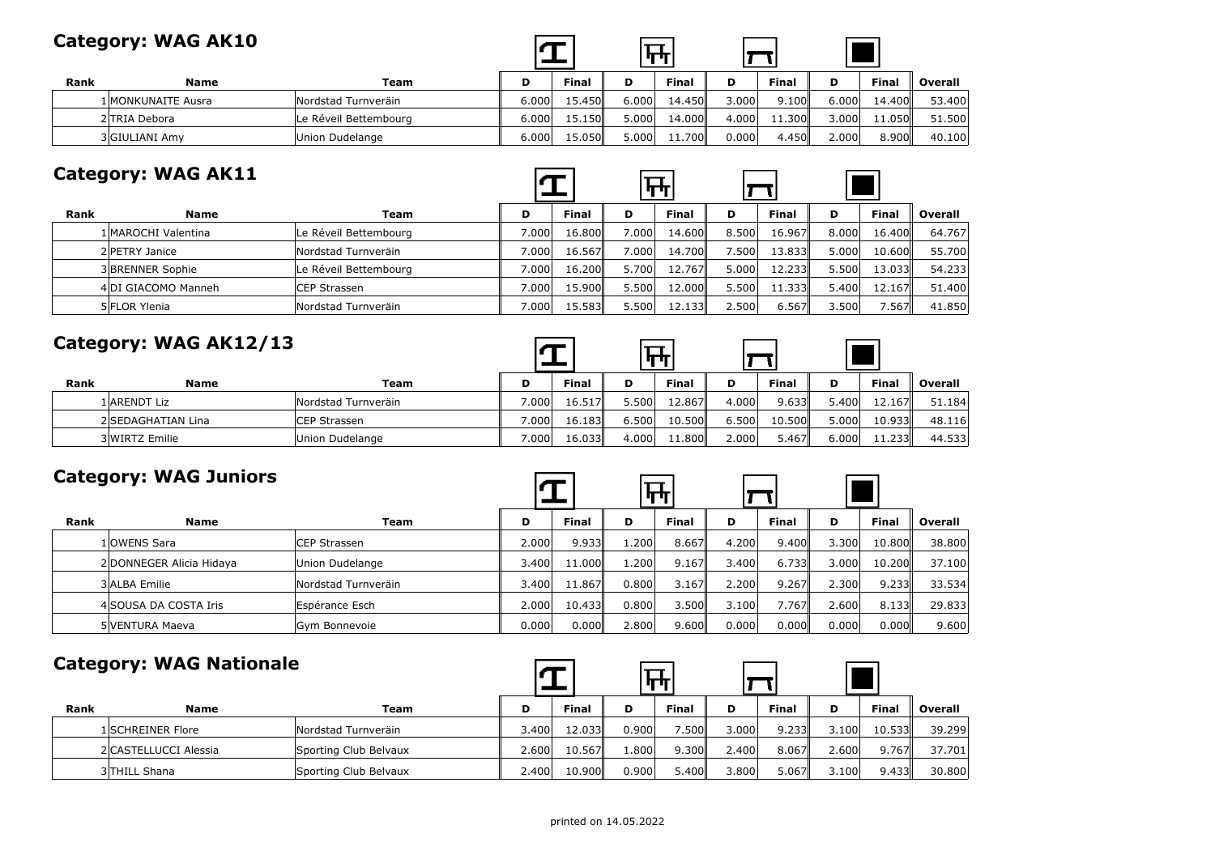## Category: WAG AK10

| Rank | Name | Team | D | Final | D | Final | D | Final | D | Final | Overall |
|---|---|---|---|---|---|---|---|---|---|---|---|
| 1 | MONKUNAITE Ausra | Nordstad Turnveräin | 6.000 | 15.450 | 6.000 | 14.450 | 3.000 | 9.100 | 6.000 | 14.400 | 53.400 |
| 2 | TRIA Debora | Le Réveil Bettembourg | 6.000 | 15.150 | 5.000 | 14.000 | 4.000 | 11.300 | 3.000 | 11.050 | 51.500 |
| 3 | GIULIANI Amy | Union Dudelange | 6.000 | 15.050 | 5.000 | 11.700 | 0.000 | 4.450 | 2.000 | 8.900 | 40.100 |

## Category: WAG AK11

| Rank | Name | Team | D | Final | D | Final | D | Final | D | Final | Overall |
|---|---|---|---|---|---|---|---|---|---|---|---|
| 1 | MAROCHI Valentina | Le Réveil Bettembourg | 7.000 | 16.800 | 7.000 | 14.600 | 8.500 | 16.967 | 8.000 | 16.400 | 64.767 |
| 2 | PETRY Janice | Nordstad Turnveräin | 7.000 | 16.567 | 7.000 | 14.700 | 7.500 | 13.833 | 5.000 | 10.600 | 55.700 |
| 3 | BRENNER Sophie | Le Réveil Bettembourg | 7.000 | 16.200 | 5.700 | 12.767 | 5.000 | 12.233 | 5.500 | 13.033 | 54.233 |
| 4 | DI GIACOMO Manneh | CEP Strassen | 7.000 | 15.900 | 5.500 | 12.000 | 5.500 | 11.333 | 5.400 | 12.167 | 51.400 |
| 5 | FLOR Ylenia | Nordstad Turnveräin | 7.000 | 15.583 | 5.500 | 12.133 | 2.500 | 6.567 | 3.500 | 7.567 | 41.850 |

## Category: WAG AK12/13

| Rank | Name | Team | D | Final | D | Final | D | Final | D | Final | Overall |
|---|---|---|---|---|---|---|---|---|---|---|---|
| 1 | ARENDT Liz | Nordstad Turnveräin | 7.000 | 16.517 | 5.500 | 12.867 | 4.000 | 9.633 | 5.400 | 12.167 | 51.184 |
| 2 | SEDAGHATIAN Lina | CEP Strassen | 7.000 | 16.183 | 6.500 | 10.500 | 6.500 | 10.500 | 5.000 | 10.933 | 48.116 |
| 3 | WIRTZ Emilie | Union Dudelange | 7.000 | 16.033 | 4.000 | 11.800 | 2.000 | 5.467 | 6.000 | 11.233 | 44.533 |

## Category: WAG Juniors

| Rank | Name | Team | D | Final | D | Final | D | Final | D | Final | Overall |
|---|---|---|---|---|---|---|---|---|---|---|---|
| 1 | OWENS Sara | CEP Strassen | 2.000 | 9.933 | 1.200 | 8.667 | 4.200 | 9.400 | 3.300 | 10.800 | 38.800 |
| 2 | DONNEGER Alicia Hidaya | Union Dudelange | 3.400 | 11.000 | 1.200 | 9.167 | 3.400 | 6.733 | 3.000 | 10.200 | 37.100 |
| 3 | ALBA Emilie | Nordstad Turnveräin | 3.400 | 11.867 | 0.800 | 3.167 | 2.200 | 9.267 | 2.300 | 9.233 | 33.534 |
| 4 | SOUSA DA COSTA Iris | Espérance Esch | 2.000 | 10.433 | 0.800 | 3.500 | 3.100 | 7.767 | 2.600 | 8.133 | 29.833 |
| 5 | VENTURA Maeva | Gym Bonnevoie | 0.000 | 0.000 | 2.800 | 9.600 | 0.000 | 0.000 | 0.000 | 0.000 | 9.600 |

## Category: WAG Nationale

| Rank | Name | Team | D | Final | D | Final | D | Final | D | Final | Overall |
|---|---|---|---|---|---|---|---|---|---|---|---|
| 1 | SCHREINER Flore | Nordstad Turnveräin | 3.400 | 12.033 | 0.900 | 7.500 | 3.000 | 9.233 | 3.100 | 10.533 | 39.299 |
| 2 | CASTELLUCCI Alessia | Sporting Club Belvaux | 2.600 | 10.567 | 1.800 | 9.300 | 2.400 | 8.067 | 2.600 | 9.767 | 37.701 |
| 3 | THILL Shana | Sporting Club Belvaux | 2.400 | 10.900 | 0.900 | 5.400 | 3.800 | 5.067 | 3.100 | 9.433 | 30.800 |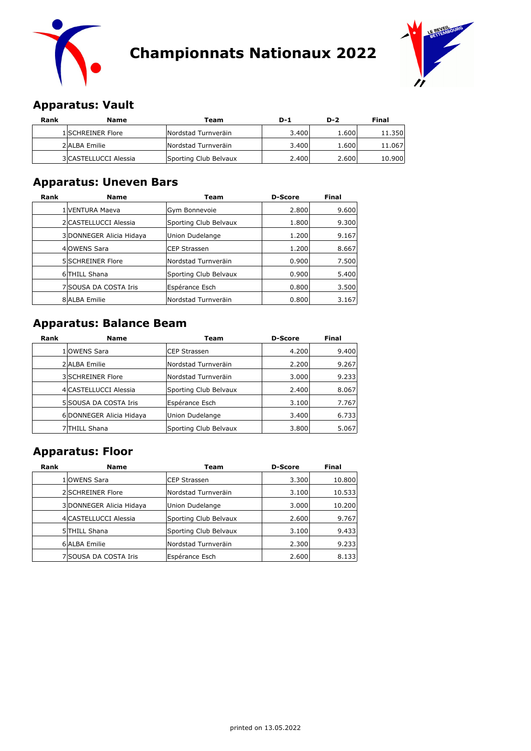# Championnats Nationaux 2022

## Apparatus: Vault

| Rank | Name | Team | D-1 | D-2 | Final |
|---|---|---|---|---|---|
| 1 | SCHREINER Flore | Nordstad Turnveräin | 3.400 | 1.600 | 11.350 |
| 2 | ALBA Emilie | Nordstad Turnveräin | 3.400 | 1.600 | 11.067 |
| 3 | CASTELLUCCI Alessia | Sporting Club Belvaux | 2.400 | 2.600 | 10.900 |

## Apparatus: Uneven Bars

| Rank | Name | Team | D-Score | Final |
|---|---|---|---|---|
| 1 | VENTURA Maeva | Gym Bonnevoie | 2.800 | 9.600 |
| 2 | CASTELLUCCI Alessia | Sporting Club Belvaux | 1.800 | 9.300 |
| 3 | DONNEGER Alicia Hidaya | Union Dudelange | 1.200 | 9.167 |
| 4 | OWENS Sara | CEP Strassen | 1.200 | 8.667 |
| 5 | SCHREINER Flore | Nordstad Turnveräin | 0.900 | 7.500 |
| 6 | THILL Shana | Sporting Club Belvaux | 0.900 | 5.400 |
| 7 | SOUSA DA COSTA Iris | Espérance Esch | 0.800 | 3.500 |
| 8 | ALBA Emilie | Nordstad Turnveräin | 0.800 | 3.167 |

## Apparatus: Balance Beam

| Rank | Name | Team | D-Score | Final |
|---|---|---|---|---|
| 1 | OWENS Sara | CEP Strassen | 4.200 | 9.400 |
| 2 | ALBA Emilie | Nordstad Turnveräin | 2.200 | 9.267 |
| 3 | SCHREINER Flore | Nordstad Turnveräin | 3.000 | 9.233 |
| 4 | CASTELLUCCI Alessia | Sporting Club Belvaux | 2.400 | 8.067 |
| 5 | SOUSA DA COSTA Iris | Espérance Esch | 3.100 | 7.767 |
| 6 | DONNEGER Alicia Hidaya | Union Dudelange | 3.400 | 6.733 |
| 7 | THILL Shana | Sporting Club Belvaux | 3.800 | 5.067 |

## Apparatus: Floor

| Rank | Name | Team | D-Score | Final |
|---|---|---|---|---|
| 1 | OWENS Sara | CEP Strassen | 3.300 | 10.800 |
| 2 | SCHREINER Flore | Nordstad Turnveräin | 3.100 | 10.533 |
| 3 | DONNEGER Alicia Hidaya | Union Dudelange | 3.000 | 10.200 |
| 4 | CASTELLUCCI Alessia | Sporting Club Belvaux | 2.600 | 9.767 |
| 5 | THILL Shana | Sporting Club Belvaux | 3.100 | 9.433 |
| 6 | ALBA Emilie | Nordstad Turnveräin | 2.300 | 9.233 |
| 7 | SOUSA DA COSTA Iris | Espérance Esch | 2.600 | 8.133 |

printed on 13.05.2022